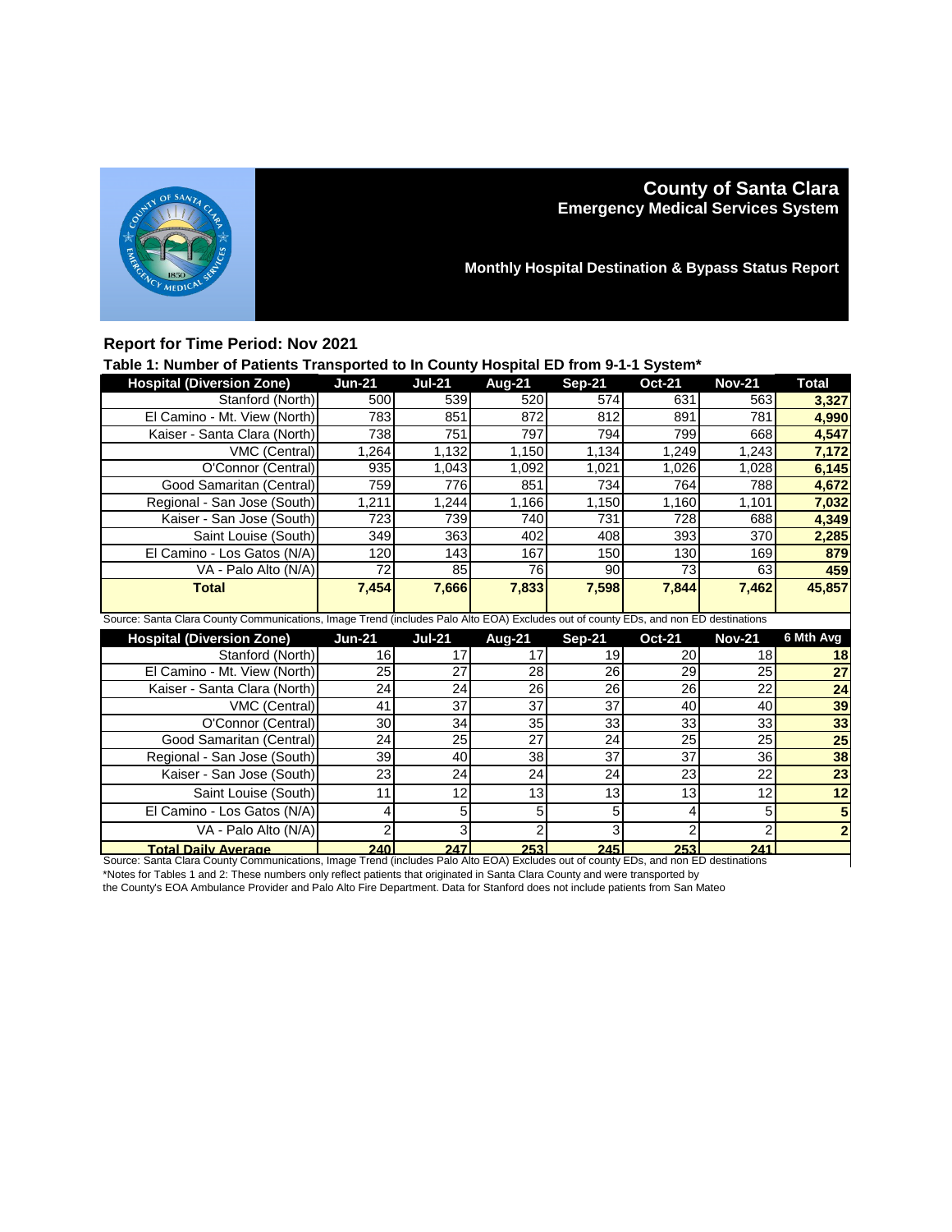# County of Santa Clara
## Emergency Medical Services System

### Monthly Hospital Destination & Bypass Status Report

**Report for Time Period: Nov 2021**

**Table 1: Number of Patients Transported to In County Hospital ED from 9-1-1 System***

| Hospital (Diversion Zone) | Jun-21 | Jul-21 | Aug-21 | Sep-21 | Oct-21 | Nov-21 | Total |
|---|---|---|---|---|---|---|---|
| Stanford (North) | 500 | 539 | 520 | 574 | 631 | 563 | **3,327** |
| El Camino - Mt. View (North) | 783 | 851 | 872 | 812 | 891 | 781 | **4,990** |
| Kaiser - Santa Clara (North) | 738 | 751 | 797 | 794 | 799 | 668 | **4,547** |
| VMC (Central) | 1,264 | 1,132 | 1,150 | 1,134 | 1,249 | 1,243 | **7,172** |
| O'Connor (Central) | 935 | 1,043 | 1,092 | 1,021 | 1,026 | 1,028 | **6,145** |
| Good Samaritan (Central) | 759 | 776 | 851 | 734 | 764 | 788 | **4,672** |
| Regional - San Jose (South) | 1,211 | 1,244 | 1,166 | 1,150 | 1,160 | 1,101 | **7,032** |
| Kaiser - San Jose (South) | 723 | 739 | 740 | 731 | 728 | 688 | **4,349** |
| Saint Louise (South) | 349 | 363 | 402 | 408 | 393 | 370 | **2,285** |
| El Camino - Los Gatos (N/A) | 120 | 143 | 167 | 150 | 130 | 169 | **879** |
| VA - Palo Alto (N/A) | 72 | 85 | 76 | 90 | 73 | 63 | **459** |
| **Total** | **7,454** | **7,666** | **7,833** | **7,598** | **7,844** | **7,462** | **45,857** |

Source: Santa Clara County Communications, Image Trend (includes Palo Alto EOA) Excludes out of county EDs, and non ED destinations

| Hospital (Diversion Zone) | Jun-21 | Jul-21 | Aug-21 | Sep-21 | Oct-21 | Nov-21 | 6 Mth Avg |
|---|---|---|---|---|---|---|---|
| Stanford (North) | 16 | 17 | 17 | 19 | 20 | 18 | **18** |
| El Camino - Mt. View (North) | 25 | 27 | 28 | 26 | 29 | 25 | **27** |
| Kaiser - Santa Clara (North) | 24 | 24 | 26 | 26 | 26 | 22 | **24** |
| VMC (Central) | 41 | 37 | 37 | 37 | 40 | 40 | **39** |
| O'Connor (Central) | 30 | 34 | 35 | 33 | 33 | 33 | **33** |
| Good Samaritan (Central) | 24 | 25 | 27 | 24 | 25 | 25 | **25** |
| Regional - San Jose (South) | 39 | 40 | 38 | 37 | 37 | 36 | **38** |
| Kaiser - San Jose (South) | 23 | 24 | 24 | 24 | 23 | 22 | **23** |
| Saint Louise (South) | 11 | 12 | 13 | 13 | 13 | 12 | **12** |
| El Camino - Los Gatos (N/A) | 4 | 5 | 5 | 5 | 4 | 5 | **5** |
| VA - Palo Alto (N/A) | 2 | 3 | 2 | 3 | 2 | 2 | **2** |
| **Total Daily Average** | **240** | **247** | **253** | **245** | **253** | **241** | |

Source: Santa Clara County Communications, Image Trend (includes Palo Alto EOA) Excludes out of county EDs, and non ED destinations

*Notes for Tables 1 and 2: These numbers only reflect patients that originated in Santa Clara County and were transported by the County's EOA Ambulance Provider and Palo Alto Fire Department. Data for Stanford does not include patients from San Mateo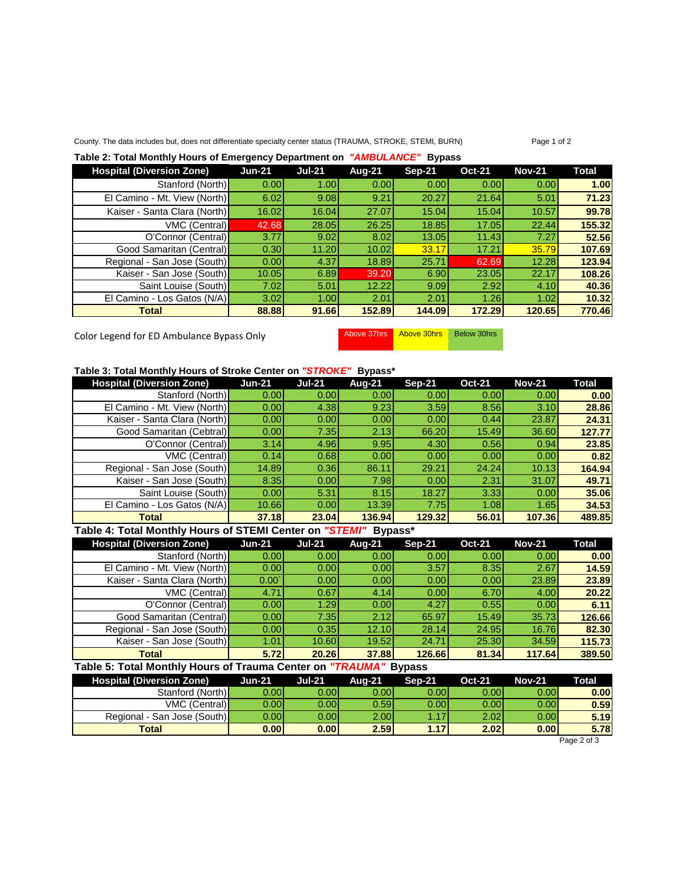County. The data includes but, does not differentiate specialty center status (TRAUMA, STROKE, STEMI, BURN)

**Table 2: Total Monthly Hours of Emergency Department on *"AMBULANCE"* Bypass**

| Hospital (Diversion Zone) | Jun-21 | Jul-21 | Aug-21 | Sep-21 | Oct-21 | Nov-21 | Total |
|---|---|---|---|---|---|---|---|
| Stanford (North) | 0.00 | 1.00 | 0.00 | 0.00 | 0.00 | 0.00 | **1.00** |
| El Camino - Mt. View (North) | 6.02 | 9.08 | 9.21 | 20.27 | 21.64 | 5.01 | **71.23** |
| Kaiser - Santa Clara (North) | 16.02 | 16.04 | 27.07 | 15.04 | 15.04 | 10.57 | **99.78** |
| VMC (Central) | 42.68 | 28.05 | 26.25 | 18.85 | 17.05 | 22.44 | **155.32** |
| O'Connor (Central) | 3.77 | 9.02 | 8.02 | 13.05 | 11.43 | 7.27 | **52.56** |
| Good Samaritan (Central) | 0.30 | 11.20 | 10.02 | 33.17 | 17.21 | 35.79 | **107.69** |
| Regional - San Jose (South) | 0.00 | 4.37 | 18.89 | 25.71 | 62.69 | 12.28 | **123.94** |
| Kaiser - San Jose (South) | 10.05 | 6.89 | 39.20 | 6.90 | 23.05 | 22.17 | **108.26** |
| Saint Louise (South) | 7.02 | 5.01 | 12.22 | 9.09 | 2.92 | 4.10 | **40.36** |
| El Camino - Los Gatos (N/A) | 3.02 | 1.00 | 2.01 | 2.01 | 1.26 | 1.02 | **10.32** |
| **Total** | **88.88** | **91.66** | **152.89** | **144.09** | **172.29** | **120.65** | **770.46** |

Color Legend for ED Ambulance Bypass Only: Above 37hrs | Above 30hrs | Below 30hrs

**Table 3: Total Monthly Hours of Stroke Center on *"STROKE"* Bypass\***

| Hospital (Diversion Zone) | Jun-21 | Jul-21 | Aug-21 | Sep-21 | Oct-21 | Nov-21 | Total |
|---|---|---|---|---|---|---|---|
| Stanford (North) | 0.00 | 0.00 | 0.00 | 0.00 | 0.00 | 0.00 | **0.00** |
| El Camino - Mt. View (North) | 0.00 | 4.38 | 9.23 | 3.59 | 8.56 | 3.10 | **28.86** |
| Kaiser - Santa Clara (North) | 0.00 | 0.00 | 0.00 | 0.00 | 0.44 | 23.87 | **24.31** |
| Good Samaritan (Cebtral) | 0.00 | 7.35 | 2.13 | 66.20 | 15.49 | 36.60 | **127.77** |
| O'Connor (Central) | 3.14 | 4.96 | 9.95 | 4.30 | 0.56 | 0.94 | **23.85** |
| VMC (Central) | 0.14 | 0.68 | 0.00 | 0.00 | 0.00 | 0.00 | **0.82** |
| Regional - San Jose (South) | 14.89 | 0.36 | 86.11 | 29.21 | 24.24 | 10.13 | **164.94** |
| Kaiser - San Jose (South) | 8.35 | 0.00 | 7.98 | 0.00 | 2.31 | 31.07 | **49.71** |
| Saint Louise (South) | 0.00 | 5.31 | 8.15 | 18.27 | 3.33 | 0.00 | **35.06** |
| El Camino - Los Gatos (N/A) | 10.66 | 0.00 | 13.39 | 7.75 | 1.08 | 1.65 | **34.53** |
| **Total** | **37.18** | **23.04** | **136.94** | **129.32** | **56.01** | **107.36** | **489.85** |

**Table 4: Total Monthly Hours of STEMI Center on *"STEMI"* Bypass\***

| Hospital (Diversion Zone) | Jun-21 | Jul-21 | Aug-21 | Sep-21 | Oct-21 | Nov-21 | Total |
|---|---|---|---|---|---|---|---|
| Stanford (North) | 0.00 | 0.00 | 0.00 | 0.00 | 0.00 | 0.00 | **0.00** |
| El Camino - Mt. View (North) | 0.00 | 0.00 | 0.00 | 3.57 | 8.35 | 2.67 | **14.59** |
| Kaiser - Santa Clara (North) | 0.00` | 0.00 | 0.00 | 0.00 | 0.00 | 23.89 | **23.89** |
| VMC (Central) | 4.71 | 0.67 | 4.14 | 0.00 | 6.70 | 4.00 | **20.22** |
| O'Connor (Central) | 0.00 | 1.29 | 0.00 | 4.27 | 0.55 | 0.00 | **6.11** |
| Good Samaritan (Central) | 0.00 | 7.35 | 2.12 | 65.97 | 15.49 | 35.73 | **126.66** |
| Regional - San Jose (South) | 0.00 | 0.35 | 12.10 | 28.14 | 24.95 | 16.76 | **82.30** |
| Kaiser - San Jose (South) | 1.01 | 10.60 | 19.52 | 24.71 | 25.30 | 34.59 | **115.73** |
| **Total** | **5.72** | **20.26** | **37.88** | **126.66** | **81.34** | **117.64** | **389.50** |

**Table 5: Total Monthly Hours of Trauma Center on *"TRAUMA"* Bypass**

| Hospital (Diversion Zone) | Jun-21 | Jul-21 | Aug-21 | Sep-21 | Oct-21 | Nov-21 | Total |
|---|---|---|---|---|---|---|---|
| Stanford (North) | 0.00 | 0.00 | 0.00 | 0.00 | 0.00 | 0.00 | **0.00** |
| VMC (Central) | 0.00 | 0.00 | 0.59 | 0.00 | 0.00 | 0.00 | **0.59** |
| Regional - San Jose (South) | 0.00 | 0.00 | 2.00 | 1.17 | 2.02 | 0.00 | **5.19** |
| **Total** | **0.00** | **0.00** | **2.59** | **1.17** | **2.02** | **0.00** | **5.78** |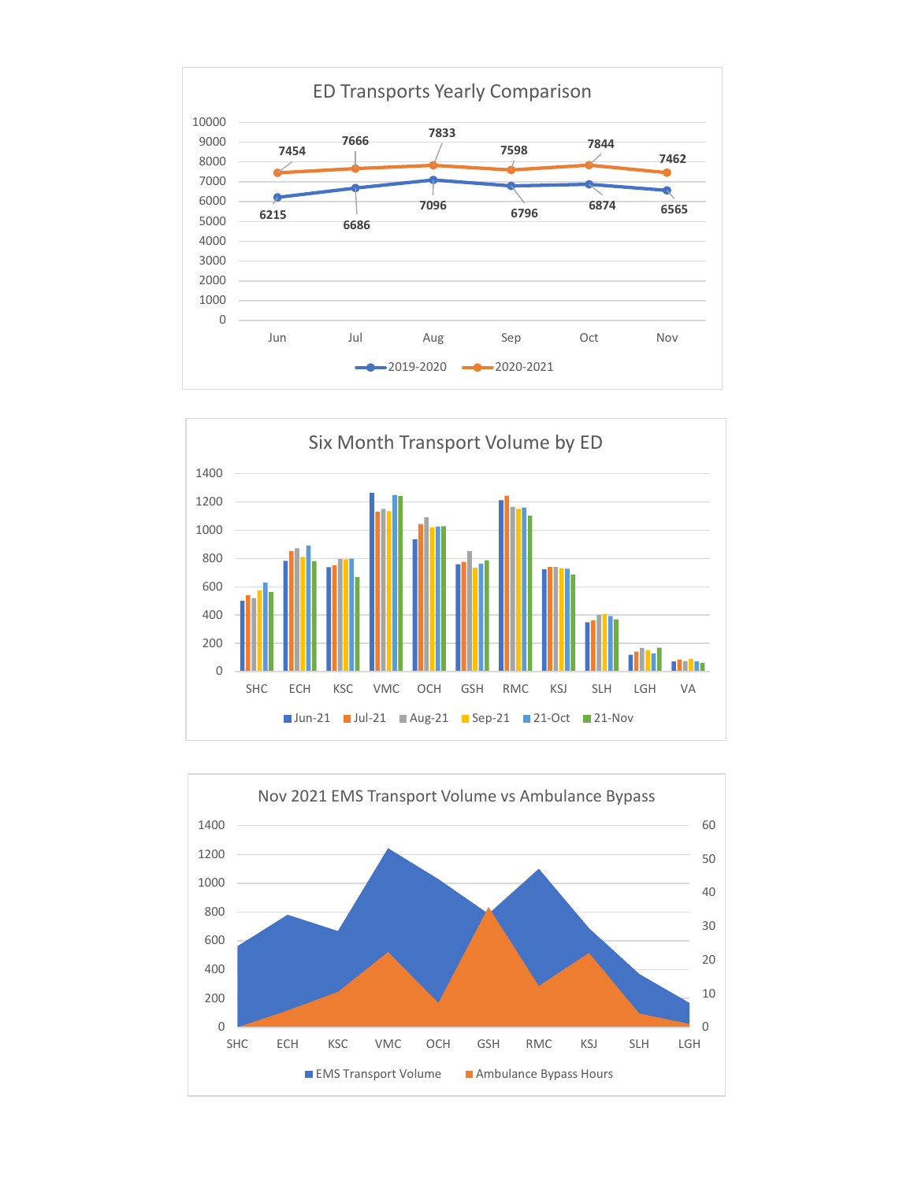ED Transports Yearly Comparison

10000
9000
8000
7000
6000
5000
4000
3000
2000
1000
0

7454 7666 7833 7598 7844 7462

6215 6686 7096 6796 6874 6565

Jun Jul Aug Sep Oct Nov

2019-2020 2020-2021

Six Month Transport Volume by ED

1400
1200
1000
800
600
400
200
0

SHC ECH KSC VMC OCH GSH RMC KSJ SLH LGH VA

Jun-21 Jul-21 Aug-21 Sep-21 21-Oct 21-Nov

Nov 2021 EMS Transport Volume vs Ambulance Bypass

1400
1200
1000
800
600
400
200
0

60
50
40
30
20
10
0

SHC ECH KSC VMC OCH GSH RMC KSJ SLH LGH

EMS Transport Volume Ambulance Bypass Hours